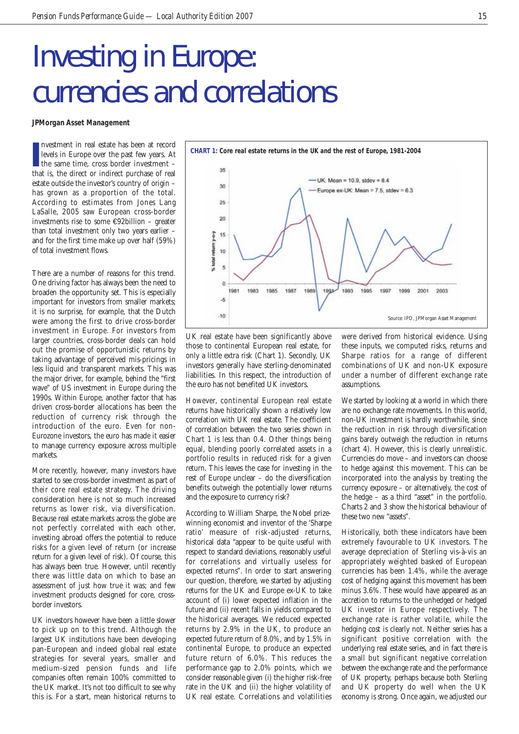# Investing in Europe: currencies and correlations

**JPMorgan Asset Management**

Investment in real estate has been at record levels in Europe over the past few years. At the same time, cross border investment – that is, the direct or indirect purchase of real estate outside the investor's country of origin – has grown as a proportion of the total. According to estimates from Jones Lang LaSalle, 2005 saw European cross-border investments rise to some €92billion – greater than total investment only two years earlier – and for the first time make up over half (59%) of total investment flows.

There are a number of reasons for this trend. One driving factor has always been the need to broaden the opportunity set. This is especially important for investors from smaller markets; it is no surprise, for example, that the Dutch were among the first to drive cross-border investment in Europe. For investors from larger countries, cross-border deals can hold out the promise of opportunistic returns by taking advantage of perceived mis-pricings in less liquid and transparent markets. This was the major driver, for example, behind the "first wave" of US investment in Europe during the 1990s. Within Europe, another factor that has driven cross-border allocations has been the reduction of currency risk through the introduction of the euro. Even for non-Eurozone investors, the euro has made it easier to manage currency exposure across multiple markets.

More recently, however, many investors have started to see cross-border investment as part of their core real estate strategy. The driving consideration here is not so much increased returns as lower risk, via diversification. Because real estate markets across the globe are not perfectly correlated with each other, investing abroad offers the potential to reduce risks for a given level of return (or increase return for a given level of risk). Of course, this has always been true. However, until recently there was little data on which to base an assessment of just how true it was; and few investment products designed for core, cross-border investors.

UK investors however have been a little slower to pick up on to this trend. Although the largest UK institutions have been developing pan-European and indeed global real estate strategies for several years, smaller and medium-sized pension funds and life companies often remain 100% committed to the UK market. It's not too difficult to see why this is. For a start, mean historical returns to UK real estate have been significantly above those to continental European real estate, for only a little extra risk (Chart 1). Secondly, UK investors generally have sterling-denominated liabilities. In this respect, the introduction of the euro has not benefited UK investors.

**CHART 1: Core real estate returns in the UK and the rest of Europe, 1981-2004**

(Line chart: % total return y-o-y, 1981–2003. UK: Mean = 10.9, stdev = 8.4; Europe ex-UK: Mean = 7.5, stdev = 6.3)

Source: IPD, JPMorgan Asset Management

However, continental European real estate returns have historically shown a relatively low correlation with UK real estate. The coefficient of correlation between the two series shown in Chart 1 is less than 0.4. Other things being equal, blending poorly correlated assets in a portfolio results in reduced risk for a given return. This leaves the case for investing in the rest of Europe unclear – do the diversification benefits outweigh the potentially lower returns and the exposure to currency risk?

According to William Sharpe, the Nobel prize-winning economist and inventor of the 'Sharpe ratio' measure of risk-adjusted returns, historical data "appear to be quite useful with respect to standard deviations, reasonably useful for correlations and virtually useless for expected returns". In order to start answering our question, therefore, we started by adjusting returns for the UK and Europe ex-UK to take account of (i) lower expected inflation in the future and (ii) recent falls in yields compared to the historical averages. We reduced expected returns by 2.9% in the UK, to produce an expected future return of 8.0%, and by 1.5% in continental Europe, to produce an expected future return of 6.0%. This reduces the performance gap to 2.0% points, which we consider reasonable given (i) the higher risk-free rate in the UK and (ii) the higher volatility of UK real estate. Correlations and volatilities were derived from historical evidence. Using these inputs, we computed risks, returns and Sharpe ratios for a range of different combinations of UK and non-UK exposure under a number of different exchange rate assumptions.

We started by looking at a world in which there are no exchange rate movements. In this world, non-UK investment is hardly worthwhile, since the reduction in risk through diversification gains barely outweigh the reduction in returns (chart 4). However, this is clearly unrealistic. Currencies do move – and investors can choose to hedge against this movement. This can be incorporated into the analysis by treating the currency exposure – or alternatively, the cost of the hedge – as a third "asset" in the portfolio. Charts 2 and 3 show the historical behaviour of these two new "assets".

Historically, both these indicators have been extremely favourable to UK investors. The average depreciation of Sterling vis-à-vis an appropriately weighted basked of European currencies has been 1.4%, while the average cost of hedging against this movement has been minus 3.6%. These would have appeared as an accretion to returns to the unhedged or hedged UK investor in Europe respectively. The exchange rate is rather volatile, while the hedging cost is clearly not. Neither series has a significant positive correlation with the underlying real estate series, and in fact there is a small but significant negative correlation between the exchange rate and the performance of UK property, perhaps because both Sterling and UK property do well when the UK economy is strong. Once again, we adjusted our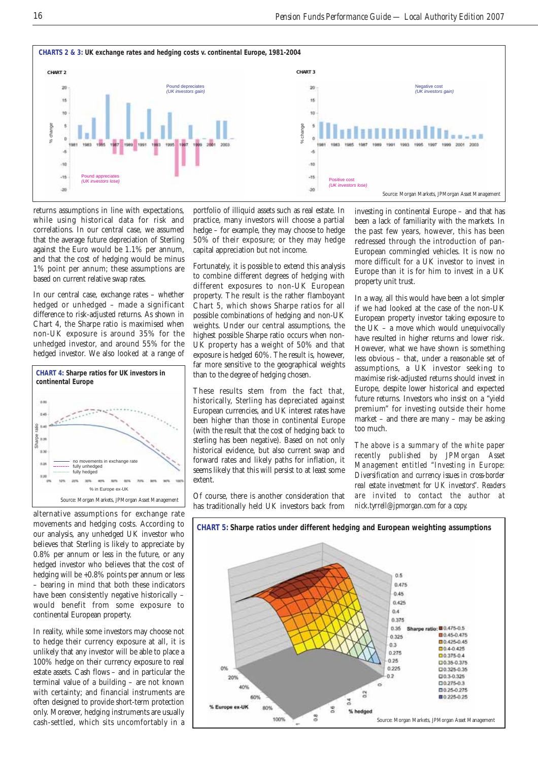**CHARTS 2 & 3: UK exchange rates and hedging costs v. continental Europe, 1981-2004**

CHART 2

% change

20
15
10
5
0
-5
-10
-15
-20

1981 1983 1985 1987 1989 1991 1993 1995 1997 1999 2001 2003

Pound depreciates
*(UK investors gain)*

Pound appreciates
*(UK investors lose)*

CHART 3

% change

20
15
10
5
0
-5
-10
-15
-20

1981 1983 1985 1987 1989 1991 1993 1995 1997 1999 2001 2003

Negative cost
*(UK investors gain)*

Positive cost
*(UK investors lose)*

Source: Morgan Markets, JPMorgan Asset Management

returns assumptions in line with expectations, while using historical data for risk and correlations. In our central case, we assumed that the average future depreciation of Sterling against the Euro would be 1.1% per annum, and that the cost of hedging would be minus 1% point per annum; these assumptions are based on current relative swap rates.

In our central case, exchange rates – whether hedged or unhedged – made a significant difference to risk-adjusted returns. As shown in Chart 4, the Sharpe ratio is maximised when non-UK exposure is around 35% for the unhedged investor, and around 55% for the hedged investor. We also looked at a range of alternative assumptions for exchange rate movements and hedging costs. According to our analysis, any unhedged UK investor who believes that Sterling is likely to appreciate by 0.8% per annum or less in the future, or any hedged investor who believes that the cost of hedging will be +0.8% points per annum or less – bearing in mind that both these indicators have been consistently negative historically – would benefit from some exposure to continental European property.

**CHART 4: Sharpe ratios for UK investors in continental Europe**

Sharpe ratio

0.50
0.45
0.40
0.35
0.30
0.25
0.20

0% 10% 20% 30% 40% 50% 60% 70% 80% 90% 100%

% in Europe ex-UK

no movements in exchange rate
fully unhedged
fully hedged

Source: Morgan Markets, JPMorgan Asset Management

In reality, while some investors may choose not to hedge their currency exposure at all, it is unlikely that any investor will be able to place a 100% hedge on their currency exposure to real estate assets. Cash flows – and in particular the terminal value of a building – are not known with certainty; and financial instruments are often designed to provide short-term protection only. Moreover, hedging instruments are usually cash-settled, which sits uncomfortably in a portfolio of illiquid assets such as real estate. In practice, many investors will choose a partial hedge – for example, they may choose to hedge 50% of their exposure; or they may hedge capital appreciation but not income.

Fortunately, it is possible to extend this analysis to combine different degrees of hedging with different exposures to non-UK European property. The result is the rather flamboyant Chart 5, which shows Sharpe ratios for all possible combinations of hedging and non-UK weights. Under our central assumptions, the highest possible Sharpe ratio occurs when non-UK property has a weight of 50% and that exposure is hedged 60%. The result is, however, far more sensitive to the geographical weights than to the degree of hedging chosen.

These results stem from the fact that, historically, Sterling has depreciated against European currencies, and UK interest rates have been higher than those in continental Europe (with the result that the cost of hedging back to sterling has been negative). Based on not only historical evidence, but also current swap and forward rates and likely paths for inflation, it seems likely that this will persist to at least some extent.

Of course, there is another consideration that has traditionally held UK investors back from investing in continental Europe – and that has been a lack of familiarity with the markets. In the past few years, however, this has been redressed through the introduction of pan-European commingled vehicles. It is now no more difficult for a UK investor to invest in Europe than it is for him to invest in a UK property unit trust.

In a way, all this would have been a lot simpler if we had looked at the case of the non-UK European property investor taking exposure to the UK – a move which would unequivocally have resulted in higher returns and lower risk. However, what we have shown is something less obvious – that, under a reasonable set of assumptions, a UK investor seeking to maximise risk-adjusted returns should invest in Europe, despite lower historical and expected future returns. Investors who insist on a "yield premium" for investing outside their home market – and there are many – may be asking too much.

*The above is a summary of the white paper recently published by JPMorgan Asset Management entitled "Investing in Europe: Diversification and currency issues in cross-border real estate investment for UK investors". Readers are invited to contact the author at nick.tyrrell@jpmorgan.com for a copy.*

**CHART 5: Sharpe ratios under different hedging and European weighting assumptions**

0.5
0.475
0.45
0.425
0.4
0.375
0.35
0.325
0.3
0.275
0.25
0.225
0.2

Sharpe ratio:
0.475-0.5
0.45-0.475
0.425-0.45
0.4-0.425
0.375-0.4
0.35-0.375
0.325-0.35
0.3-0.325
0.275-0.3
0.25-0.275
0.225-0.25

% Europe ex-UK

0% 20% 40% 60% 80% 100%

% hedged

0 0.2 0.4 0.6 0.8

Source: Morgan Markets, JPMorgan Asset Management